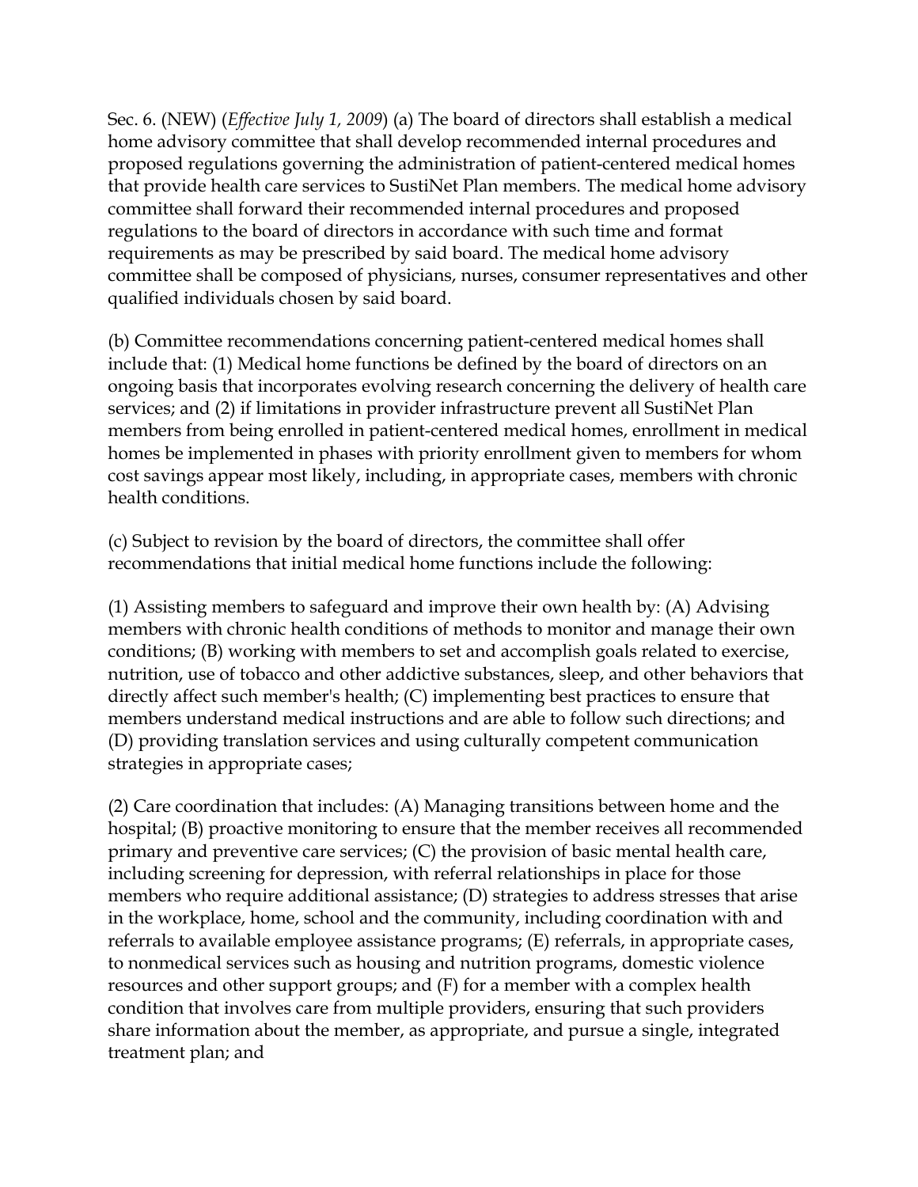Sec. 6. (NEW) (*Effective July 1, 2009*) (a) The board of directors shall establish a medical home advisory committee that shall develop recommended internal procedures and proposed regulations governing the administration of patient-centered medical homes that provide health care services to SustiNet Plan members. The medical home advisory committee shall forward their recommended internal procedures and proposed regulations to the board of directors in accordance with such time and format requirements as may be prescribed by said board. The medical home advisory committee shall be composed of physicians, nurses, consumer representatives and other qualified individuals chosen by said board.

(b) Committee recommendations concerning patient-centered medical homes shall include that: (1) Medical home functions be defined by the board of directors on an ongoing basis that incorporates evolving research concerning the delivery of health care services; and (2) if limitations in provider infrastructure prevent all SustiNet Plan members from being enrolled in patient-centered medical homes, enrollment in medical homes be implemented in phases with priority enrollment given to members for whom cost savings appear most likely, including, in appropriate cases, members with chronic health conditions.

(c) Subject to revision by the board of directors, the committee shall offer recommendations that initial medical home functions include the following:

(1) Assisting members to safeguard and improve their own health by: (A) Advising members with chronic health conditions of methods to monitor and manage their own conditions; (B) working with members to set and accomplish goals related to exercise, nutrition, use of tobacco and other addictive substances, sleep, and other behaviors that directly affect such member's health; (C) implementing best practices to ensure that members understand medical instructions and are able to follow such directions; and (D) providing translation services and using culturally competent communication strategies in appropriate cases;

(2) Care coordination that includes: (A) Managing transitions between home and the hospital; (B) proactive monitoring to ensure that the member receives all recommended primary and preventive care services; (C) the provision of basic mental health care, including screening for depression, with referral relationships in place for those members who require additional assistance; (D) strategies to address stresses that arise in the workplace, home, school and the community, including coordination with and referrals to available employee assistance programs; (E) referrals, in appropriate cases, to nonmedical services such as housing and nutrition programs, domestic violence resources and other support groups; and (F) for a member with a complex health condition that involves care from multiple providers, ensuring that such providers share information about the member, as appropriate, and pursue a single, integrated treatment plan; and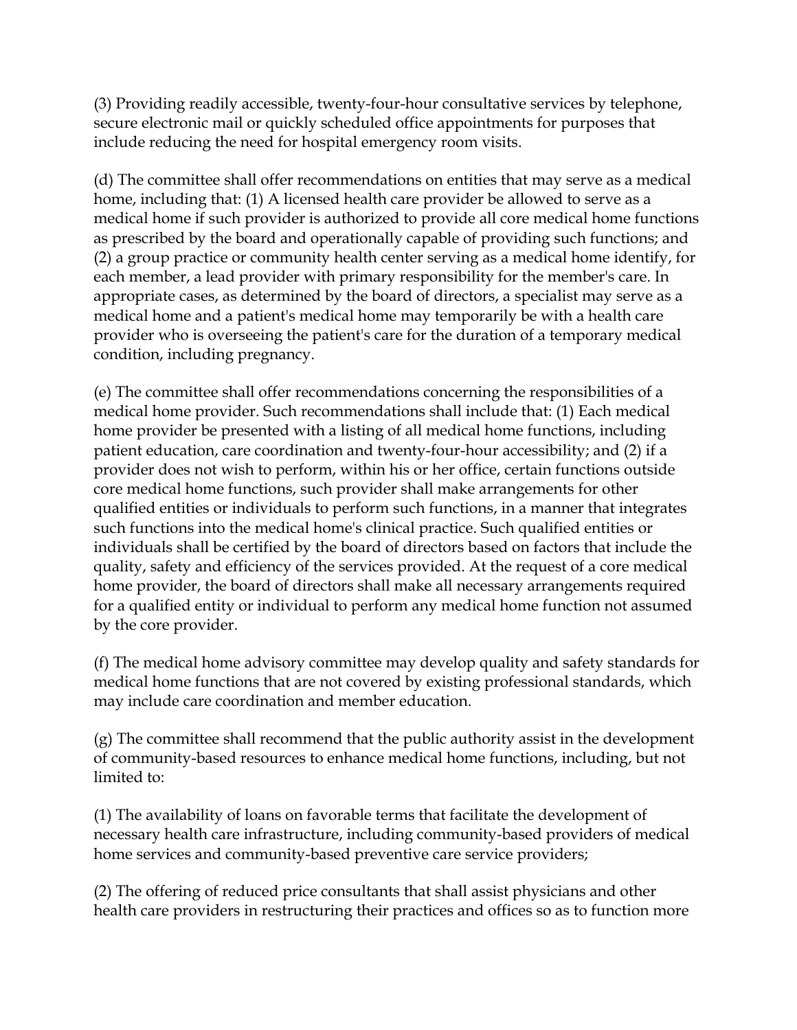(3) Providing readily accessible, twenty-four-hour consultative services by telephone, secure electronic mail or quickly scheduled office appointments for purposes that include reducing the need for hospital emergency room visits.

(d) The committee shall offer recommendations on entities that may serve as a medical home, including that: (1) A licensed health care provider be allowed to serve as a medical home if such provider is authorized to provide all core medical home functions as prescribed by the board and operationally capable of providing such functions; and (2) a group practice or community health center serving as a medical home identify, for each member, a lead provider with primary responsibility for the member's care. In appropriate cases, as determined by the board of directors, a specialist may serve as a medical home and a patient's medical home may temporarily be with a health care provider who is overseeing the patient's care for the duration of a temporary medical condition, including pregnancy.

(e) The committee shall offer recommendations concerning the responsibilities of a medical home provider. Such recommendations shall include that: (1) Each medical home provider be presented with a listing of all medical home functions, including patient education, care coordination and twenty-four-hour accessibility; and (2) if a provider does not wish to perform, within his or her office, certain functions outside core medical home functions, such provider shall make arrangements for other qualified entities or individuals to perform such functions, in a manner that integrates such functions into the medical home's clinical practice. Such qualified entities or individuals shall be certified by the board of directors based on factors that include the quality, safety and efficiency of the services provided. At the request of a core medical home provider, the board of directors shall make all necessary arrangements required for a qualified entity or individual to perform any medical home function not assumed by the core provider.

(f) The medical home advisory committee may develop quality and safety standards for medical home functions that are not covered by existing professional standards, which may include care coordination and member education.

(g) The committee shall recommend that the public authority assist in the development of community-based resources to enhance medical home functions, including, but not limited to:

(1) The availability of loans on favorable terms that facilitate the development of necessary health care infrastructure, including community-based providers of medical home services and community-based preventive care service providers;

(2) The offering of reduced price consultants that shall assist physicians and other health care providers in restructuring their practices and offices so as to function more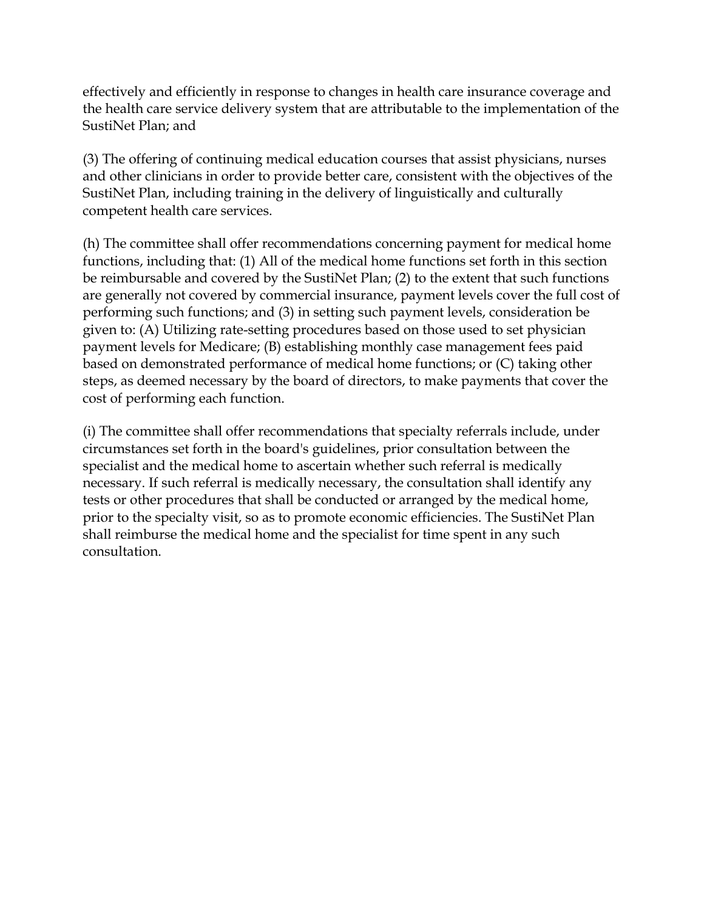effectively and efficiently in response to changes in health care insurance coverage and the health care service delivery system that are attributable to the implementation of the SustiNet Plan; and

(3) The offering of continuing medical education courses that assist physicians, nurses and other clinicians in order to provide better care, consistent with the objectives of the SustiNet Plan, including training in the delivery of linguistically and culturally competent health care services.

(h) The committee shall offer recommendations concerning payment for medical home functions, including that: (1) All of the medical home functions set forth in this section be reimbursable and covered by the SustiNet Plan; (2) to the extent that such functions are generally not covered by commercial insurance, payment levels cover the full cost of performing such functions; and (3) in setting such payment levels, consideration be given to: (A) Utilizing rate-setting procedures based on those used to set physician payment levels for Medicare; (B) establishing monthly case management fees paid based on demonstrated performance of medical home functions; or (C) taking other steps, as deemed necessary by the board of directors, to make payments that cover the cost of performing each function.

(i) The committee shall offer recommendations that specialty referrals include, under circumstances set forth in the board's guidelines, prior consultation between the specialist and the medical home to ascertain whether such referral is medically necessary. If such referral is medically necessary, the consultation shall identify any tests or other procedures that shall be conducted or arranged by the medical home, prior to the specialty visit, so as to promote economic efficiencies. The SustiNet Plan shall reimburse the medical home and the specialist for time spent in any such consultation.